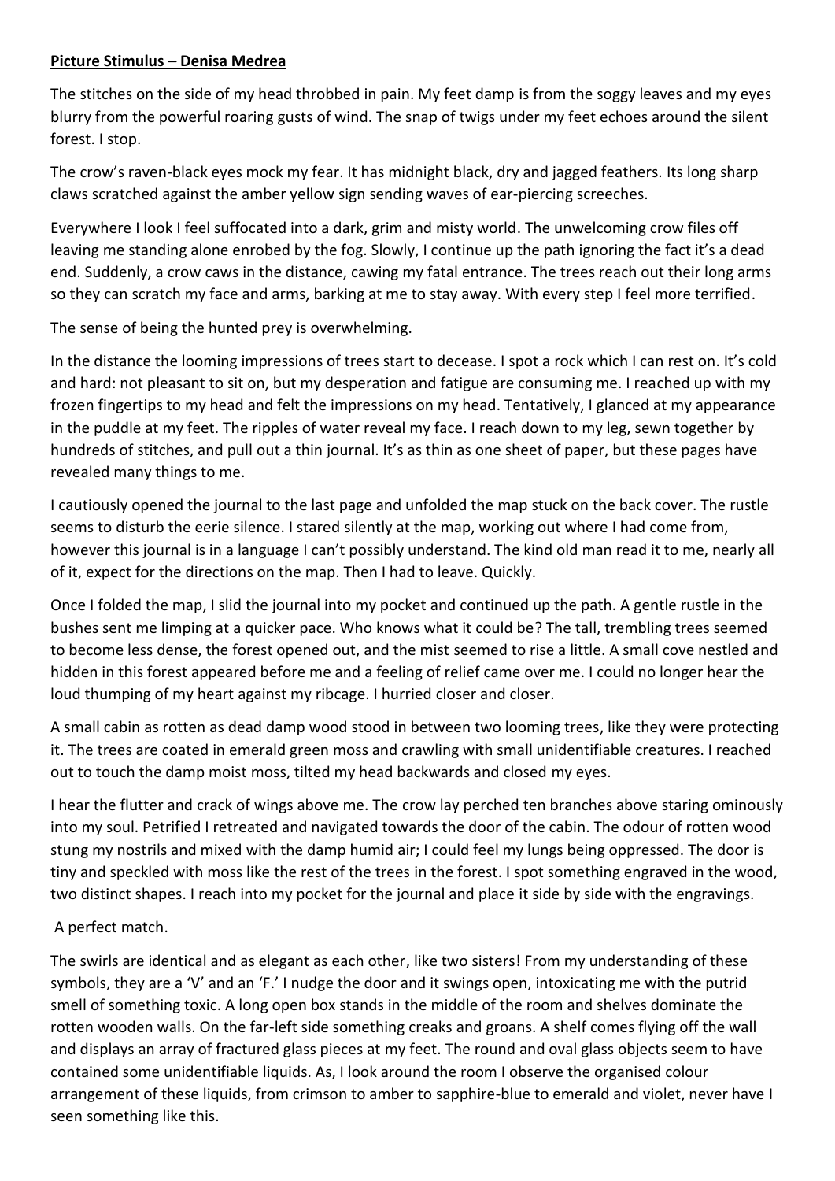**Picture Stimulus – Denisa Medrea**

The stitches on the side of my head throbbed in pain. My feet damp is from the soggy leaves and my eyes blurry from the powerful roaring gusts of wind. The snap of twigs under my feet echoes around the silent forest. I stop.

The crow's raven-black eyes mock my fear. It has midnight black, dry and jagged feathers. Its long sharp claws scratched against the amber yellow sign sending waves of ear-piercing screeches.

Everywhere I look I feel suffocated into a dark, grim and misty world. The unwelcoming crow files off leaving me standing alone enrobed by the fog. Slowly, I continue up the path ignoring the fact it's a dead end. Suddenly, a crow caws in the distance, cawing my fatal entrance. The trees reach out their long arms so they can scratch my face and arms, barking at me to stay away. With every step I feel more terrified.

The sense of being the hunted prey is overwhelming.

In the distance the looming impressions of trees start to decease. I spot a rock which I can rest on. It's cold and hard: not pleasant to sit on, but my desperation and fatigue are consuming me. I reached up with my frozen fingertips to my head and felt the impressions on my head. Tentatively, I glanced at my appearance in the puddle at my feet. The ripples of water reveal my face. I reach down to my leg, sewn together by hundreds of stitches, and pull out a thin journal. It's as thin as one sheet of paper, but these pages have revealed many things to me.

I cautiously opened the journal to the last page and unfolded the map stuck on the back cover. The rustle seems to disturb the eerie silence. I stared silently at the map, working out where I had come from, however this journal is in a language I can't possibly understand. The kind old man read it to me, nearly all of it, expect for the directions on the map. Then I had to leave. Quickly.

Once I folded the map, I slid the journal into my pocket and continued up the path. A gentle rustle in the bushes sent me limping at a quicker pace. Who knows what it could be? The tall, trembling trees seemed to become less dense, the forest opened out, and the mist seemed to rise a little. A small cove nestled and hidden in this forest appeared before me and a feeling of relief came over me. I could no longer hear the loud thumping of my heart against my ribcage. I hurried closer and closer.

A small cabin as rotten as dead damp wood stood in between two looming trees, like they were protecting it. The trees are coated in emerald green moss and crawling with small unidentifiable creatures. I reached out to touch the damp moist moss, tilted my head backwards and closed my eyes.

I hear the flutter and crack of wings above me. The crow lay perched ten branches above staring ominously into my soul. Petrified I retreated and navigated towards the door of the cabin. The odour of rotten wood stung my nostrils and mixed with the damp humid air; I could feel my lungs being oppressed. The door is tiny and speckled with moss like the rest of the trees in the forest. I spot something engraved in the wood, two distinct shapes. I reach into my pocket for the journal and place it side by side with the engravings.

A perfect match.

The swirls are identical and as elegant as each other, like two sisters! From my understanding of these symbols, they are a 'V' and an 'F.' I nudge the door and it swings open, intoxicating me with the putrid smell of something toxic. A long open box stands in the middle of the room and shelves dominate the rotten wooden walls. On the far-left side something creaks and groans. A shelf comes flying off the wall and displays an array of fractured glass pieces at my feet. The round and oval glass objects seem to have contained some unidentifiable liquids. As, I look around the room I observe the organised colour arrangement of these liquids, from crimson to amber to sapphire-blue to emerald and violet, never have I seen something like this.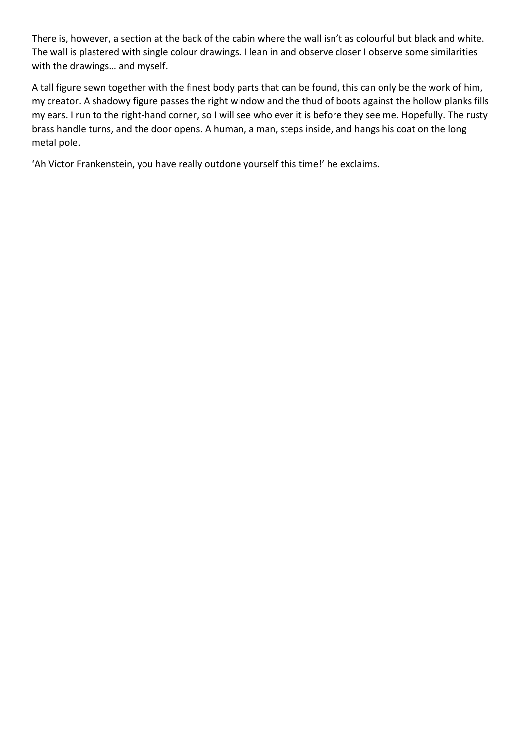There is, however, a section at the back of the cabin where the wall isn't as colourful but black and white. The wall is plastered with single colour drawings. I lean in and observe closer I observe some similarities with the drawings… and myself.

A tall figure sewn together with the finest body parts that can be found, this can only be the work of him, my creator. A shadowy figure passes the right window and the thud of boots against the hollow planks fills my ears. I run to the right-hand corner, so I will see who ever it is before they see me. Hopefully. The rusty brass handle turns, and the door opens. A human, a man, steps inside, and hangs his coat on the long metal pole.

'Ah Victor Frankenstein, you have really outdone yourself this time!' he exclaims.